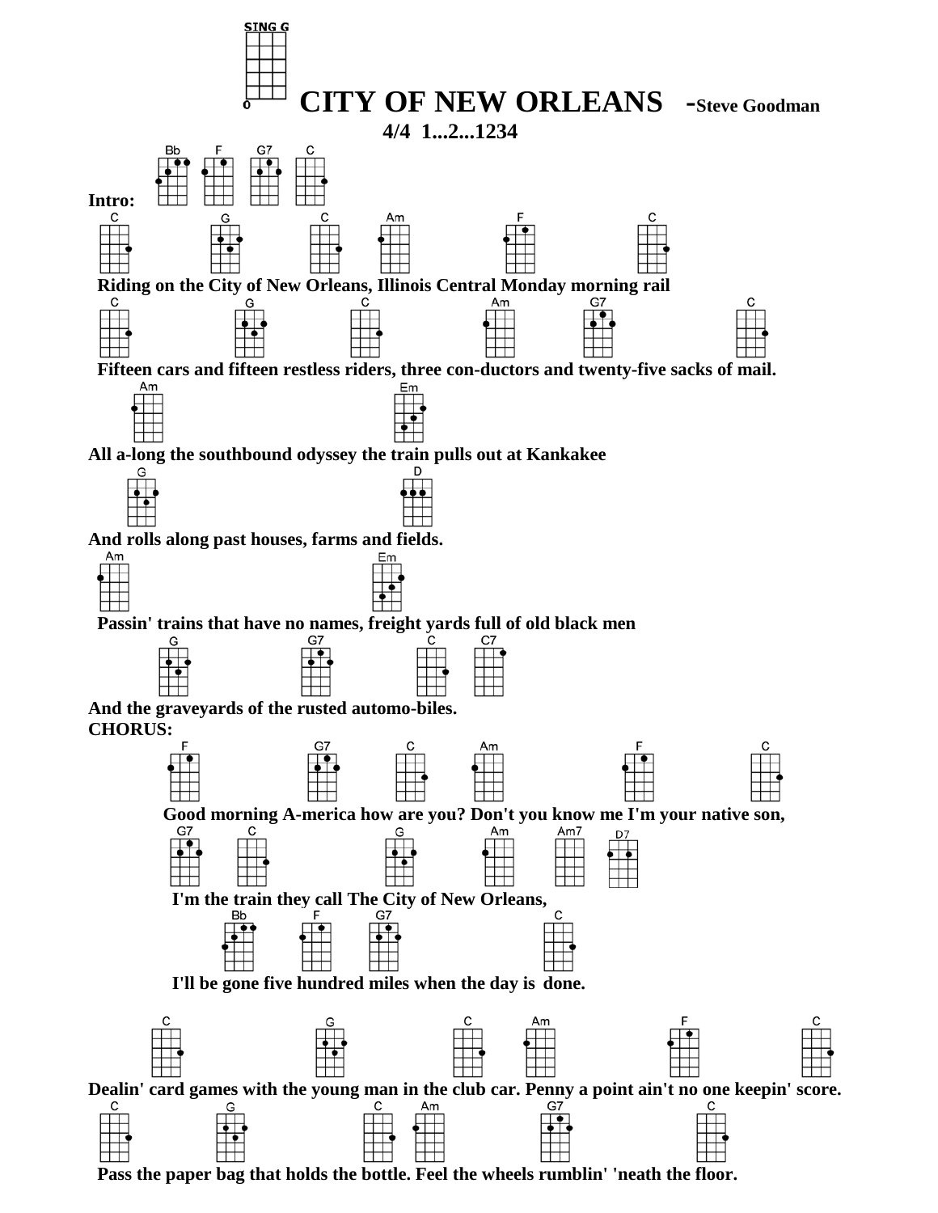SING G

# CITY OF NEW ORLEANS -Steve Goodman

**4/4 1...2...1234**

**Intro:** Bb F G7 C

C G C Am F C
**Riding on the City of New Orleans, Illinois Central Monday morning rail**

C G C Am G7 C
**Fifteen cars and fifteen restless riders, three con-ductors and twenty-five sacks of mail.**

Am Em
**All a-long the southbound odyssey the train pulls out at Kankakee**

G D
**And rolls along past houses, farms and fields.**

Am Em
**Passin' trains that have no names, freight yards full of old black men**

G G7 C C7
**And the graveyards of the rusted automo-biles.**

**CHORUS:**

F G7 C Am F C
**Good morning A-merica how are you? Don't you know me I'm your native son,**

G7 C G Am Am7 D7
**I'm the train they call The City of New Orleans,**

Bb F G7 C
**I'll be gone five hundred miles when the day is done.**

C G C Am F C
**Dealin' card games with the young man in the club car. Penny a point ain't no one keepin' score.**

C G C Am G7 C
**Pass the paper bag that holds the bottle. Feel the wheels rumblin' 'neath the floor.**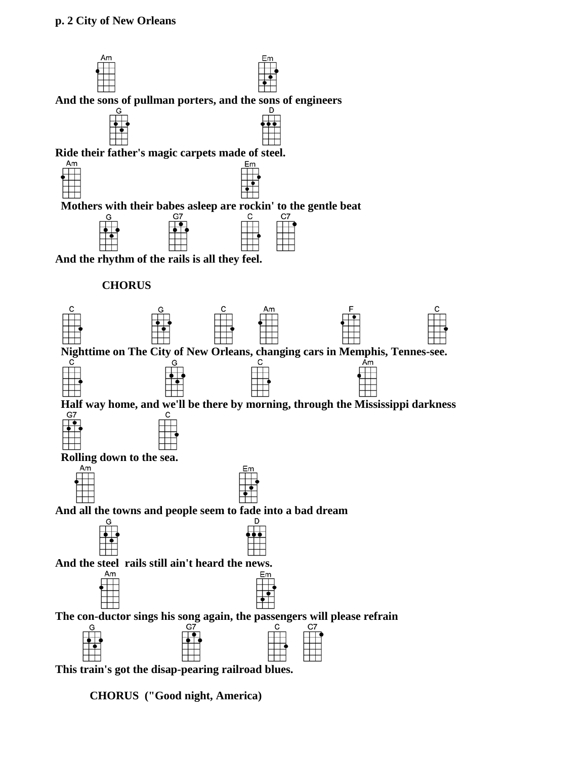**p. 2 City of New Orleans**

Am Em
**And the sons of pullman porters, and the sons of engineers**

G D
**Ride their father's magic carpets made of steel.**

Am Em
**Mothers with their babes asleep are rockin' to the gentle beat**

G G7 C C7
**And the rhythm of the rails is all they feel.**

**CHORUS**

C G C Am F C
**Nighttime on The City of New Orleans, changing cars in Memphis, Tennes-see.**

C G C Am
**Half way home, and we'll be there by morning, through the Mississippi darkness**

G7 C
**Rolling down to the sea.**

Am Em
**And all the towns and people seem to fade into a bad dream**

G D
**And the steel rails still ain't heard the news.**

Am Em
**The con-ductor sings his song again, the passengers will please refrain**

G G7 C C7
**This train's got the disap-pearing railroad blues.**

**CHORUS ("Good night, America)**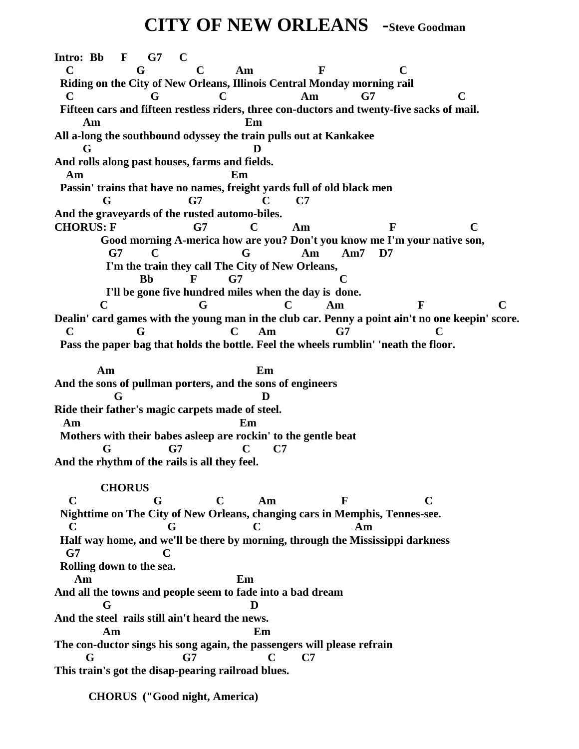# CITY OF NEW ORLEANS -Steve Goodman

```
Intro:  Bb      F      G7     C
   C                 G              C         Am                  F                    C
  Riding on the City of New Orleans, Illinois Central Monday morning rail
   C                     G                 C                       Am            G7                    C
  Fifteen cars and fifteen restless riders, three con-ductors and twenty-five sacks of mail.
        Am                                    Em
All a-long the southbound odyssey the train pulls out at Kankakee
        G                                       D
And rolls along past houses, farms and fields.
   Am                                    Em
  Passin' trains that have no names, freight yards full of old black men
            G                     G7                C        C7
And the graveyards of the rusted automo-biles.
CHORUS: F                    G7            C          Am                   F                    C
            Good morning A-merica how are you? Don't you know me I'm your native son,
              G7        C                       G              Am       Am7     D7
             I'm the train they call The City of New Orleans,
                     Bb           F         G7                         C
             I'll be gone five hundred miles when the day is  done.
           C                          G                     C          Am                    F                    C
Dealin' card games with the young man in the club car. Penny a point ain't no one keepin' score.
   C                 G                      C      Am               G7                        C
  Pass the paper bag that holds the bottle. Feel the wheels rumblin' 'neath the floor.

           Am                                    Em
And the sons of pullman porters, and the sons of engineers
              G                                   D
Ride their father's magic carpets made of steel.
  Am                                    Em
  Mothers with their babes asleep are rockin' to the gentle beat
            G             G7               C       C7
And the rhythm of the rails is all they feel.

           CHORUS
    C                      G              C          Am                 F                    C
  Nighttime on The City of New Orleans, changing cars in Memphis, Tennes-see.
    C                      G                    C                          Am
  Half way home, and we'll be there by morning, through the Mississippi darkness
   G7                     C
  Rolling down to the sea.
     Am                                  Em
And all the towns and people seem to fade into a bad dream
            G                                   D
And the steel  rails still ain't heard the news.
            Am                                  Em
The con-ductor sings his song again, the passengers will please refrain
       G                      G7                   C       C7
This train's got the disap-pearing railroad blues.

         CHORUS  ("Good night, America)
```